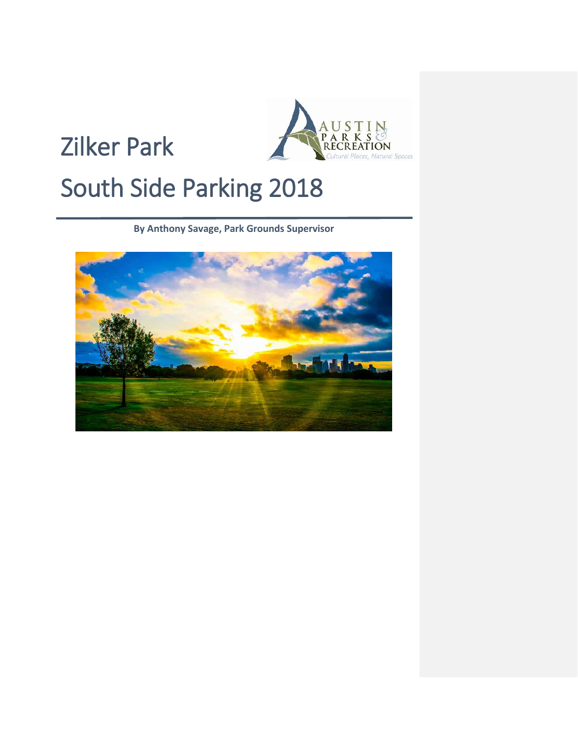# Zilker Park

# South Side Parking 2018

**By Anthony Savage, Park Grounds Supervisor**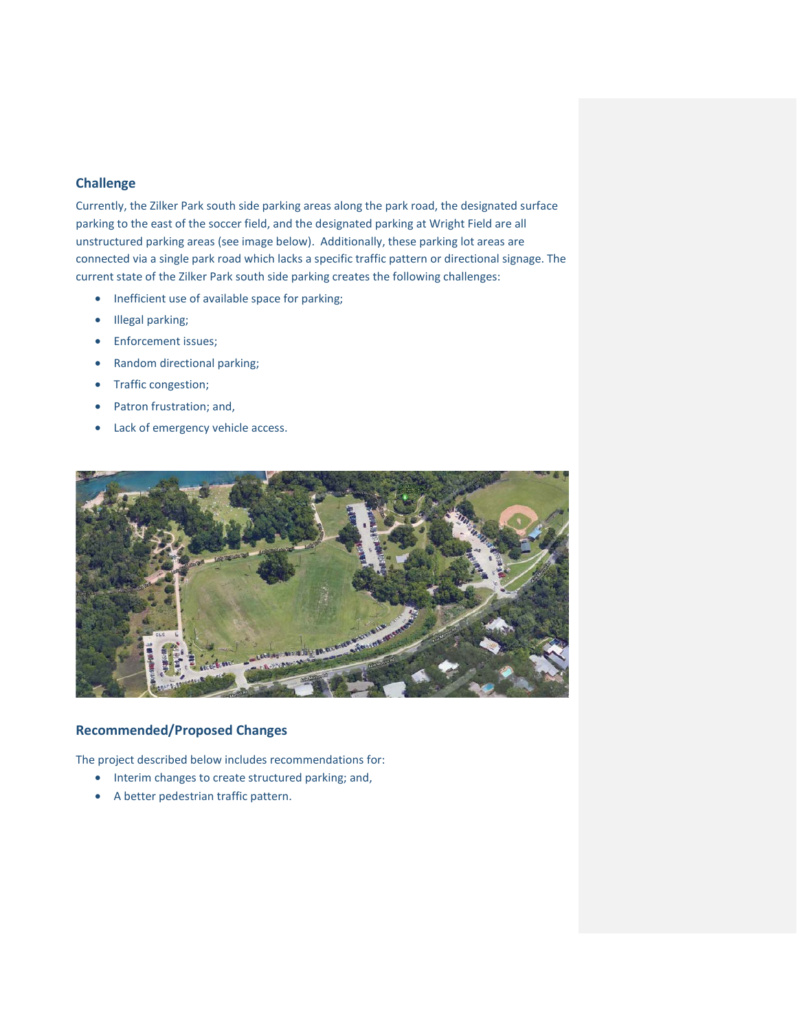## Challenge

Currently, the Zilker Park south side parking areas along the park road, the designated surface parking to the east of the soccer field, and the designated parking at Wright Field are all unstructured parking areas (see image below). Additionally, these parking lot areas are connected via a single park road which lacks a specific traffic pattern or directional signage. The current state of the Zilker Park south side parking creates the following challenges:

- Inefficient use of available space for parking;
- Illegal parking;
- Enforcement issues;
- Random directional parking;
- Traffic congestion;
- Patron frustration; and,
- Lack of emergency vehicle access.

## Recommended/Proposed Changes

The project described below includes recommendations for:

- Interim changes to create structured parking; and,
- A better pedestrian traffic pattern.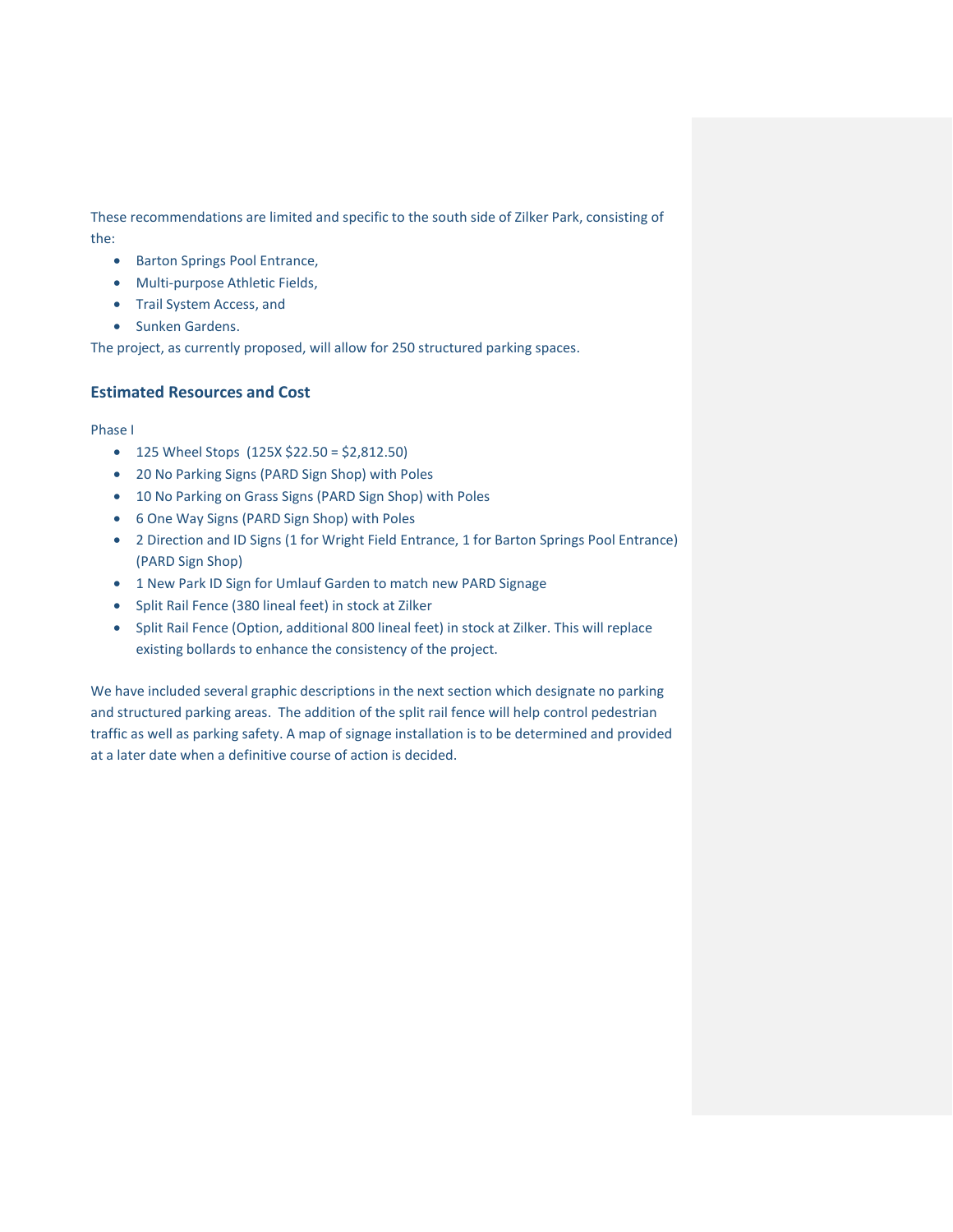These recommendations are limited and specific to the south side of Zilker Park, consisting of the:

- Barton Springs Pool Entrance,
- Multi-purpose Athletic Fields,
- Trail System Access, and
- Sunken Gardens.

The project, as currently proposed, will allow for 250 structured parking spaces.

## Estimated Resources and Cost

Phase I

- 125 Wheel Stops (125X $22.50 = $2,812.50)
- 20 No Parking Signs (PARD Sign Shop) with Poles
- 10 No Parking on Grass Signs (PARD Sign Shop) with Poles
- 6 One Way Signs (PARD Sign Shop) with Poles
- 2 Direction and ID Signs (1 for Wright Field Entrance, 1 for Barton Springs Pool Entrance) (PARD Sign Shop)
- 1 New Park ID Sign for Umlauf Garden to match new PARD Signage
- Split Rail Fence (380 lineal feet) in stock at Zilker
- Split Rail Fence (Option, additional 800 lineal feet) in stock at Zilker. This will replace existing bollards to enhance the consistency of the project.

We have included several graphic descriptions in the next section which designate no parking and structured parking areas. The addition of the split rail fence will help control pedestrian traffic as well as parking safety. A map of signage installation is to be determined and provided at a later date when a definitive course of action is decided.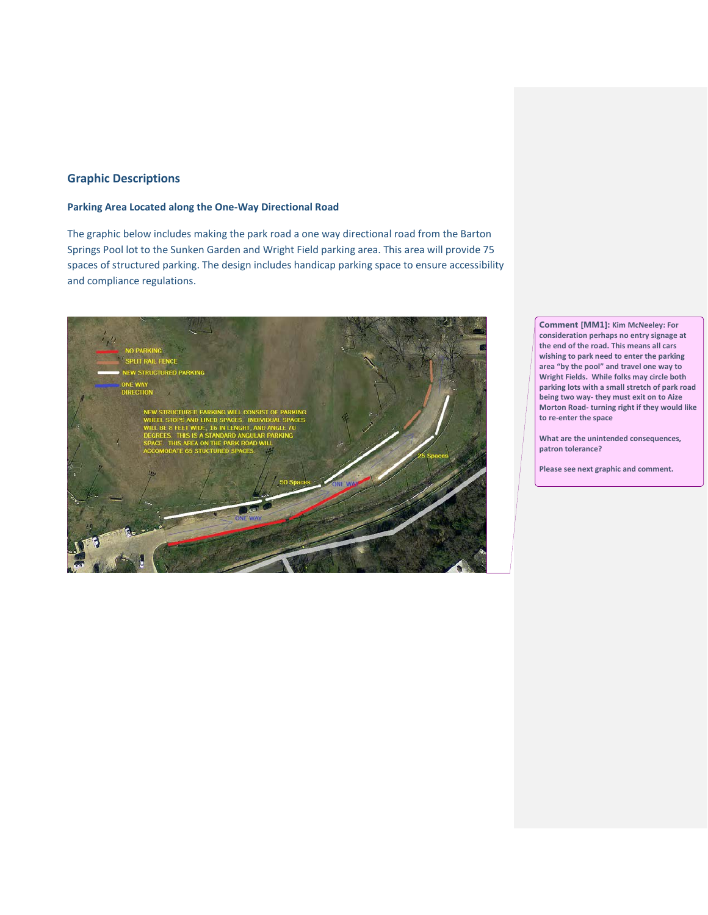## Graphic Descriptions

### Parking Area Located along the One-Way Directional Road

The graphic below includes making the park road a one way directional road from the Barton Springs Pool lot to the Sunken Garden and Wright Field parking area. This area will provide 75 spaces of structured parking. The design includes handicap parking space to ensure accessibility and compliance regulations.

**Comment [MM1]:** Kim McNeeley: For consideration perhaps no entry signage at the end of the road. This means all cars wishing to park need to enter the parking area "by the pool" and travel one way to Wright Fields. While folks may circle both parking lots with a small stretch of park road being two way- they must exit on to Aize Morton Road- turning right if they would like to re-enter the space

What are the unintended consequences, patron tolerance?

Please see next graphic and comment.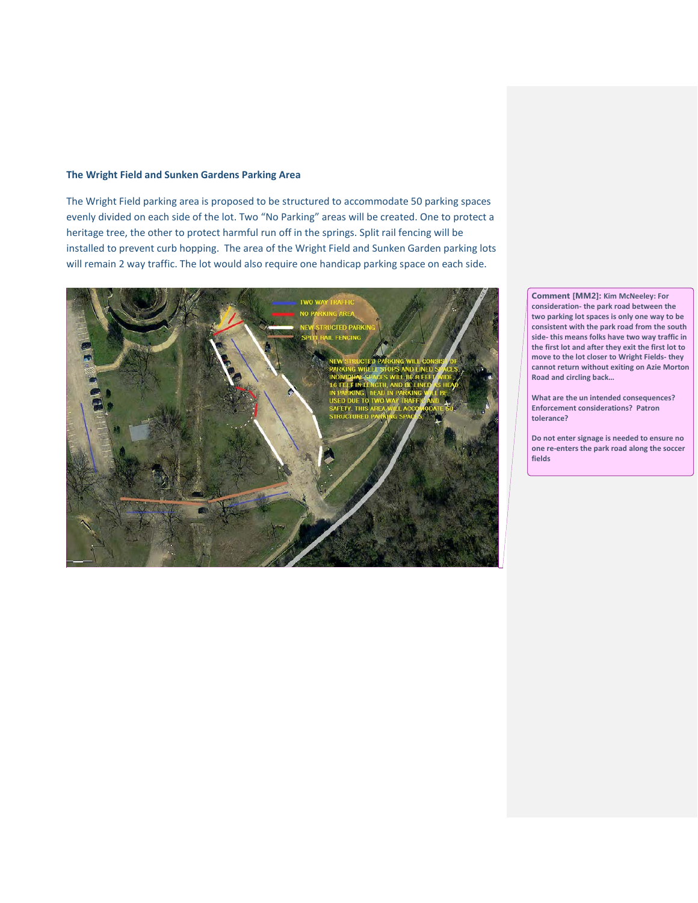### The Wright Field and Sunken Gardens Parking Area

The Wright Field parking area is proposed to be structured to accommodate 50 parking spaces evenly divided on each side of the lot. Two "No Parking" areas will be created. One to protect a heritage tree, the other to protect harmful run off in the springs. Split rail fencing will be installed to prevent curb hopping. The area of the Wright Field and Sunken Garden parking lots will remain 2 way traffic. The lot would also require one handicap parking space on each side.

TWO WAY TRAFFIC

NO PARKING AREA

NEW STRUCTED PARKING

SPLIT RAIL FENCING

NEW STRUCTED PARKING WILL CONSIST OF PARKING WHEEL STOPS AND LINED SPACES. INDIVIDUAL SPACES WILL BE 8 FEET WIDE, 16 FEET IN LENGTH, AND BE LINED AS HEAD IN PARKING. HEAD IN PARKING WILL BE USED DUE TO TWO WAY TRAFFIC AND SAFETY. THIS AREA WILL ACCOMODATE 50 STRUCTURED PARKING SPACES

**Comment [MM2]:** Kim McNeeley: For consideration- the park road between the two parking lot spaces is only one way to be consistent with the park road from the south side- this means folks have two way traffic in the first lot and after they exit the first lot to move to the lot closer to Wright Fields- they cannot return without exiting on Azie Morton Road and circling back…

What are the un intended consequences? Enforcement considerations? Patron tolerance?

Do not enter signage is needed to ensure no one re-enters the park road along the soccer fields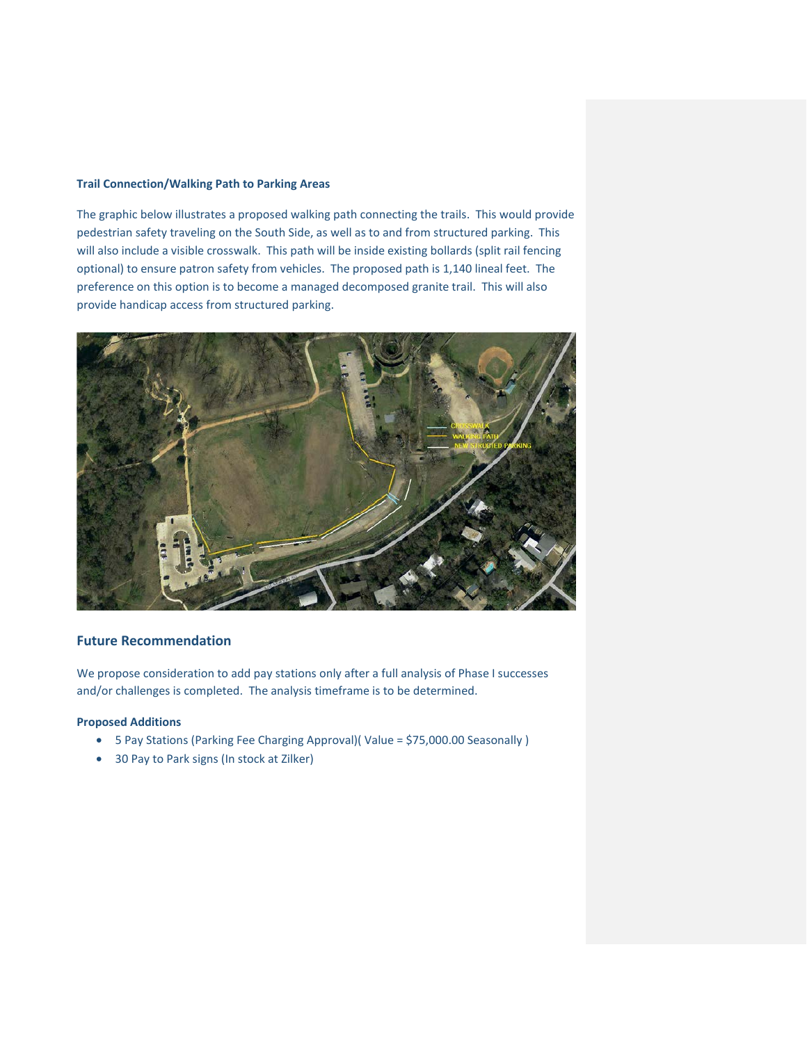### Trail Connection/Walking Path to Parking Areas

The graphic below illustrates a proposed walking path connecting the trails. This would provide pedestrian safety traveling on the South Side, as well as to and from structured parking. This will also include a visible crosswalk. This path will be inside existing bollards (split rail fencing optional) to ensure patron safety from vehicles. The proposed path is 1,140 lineal feet. The preference on this option is to become a managed decomposed granite trail. This will also provide handicap access from structured parking.

CROSSWALK
WALKING PATH
NEW STRUCTURED PARKING

## Future Recommendation

We propose consideration to add pay stations only after a full analysis of Phase I successes and/or challenges is completed. The analysis timeframe is to be determined.

### Proposed Additions

- 5 Pay Stations (Parking Fee Charging Approval)( Value = $75,000.00 Seasonally )
- 30 Pay to Park signs (In stock at Zilker)